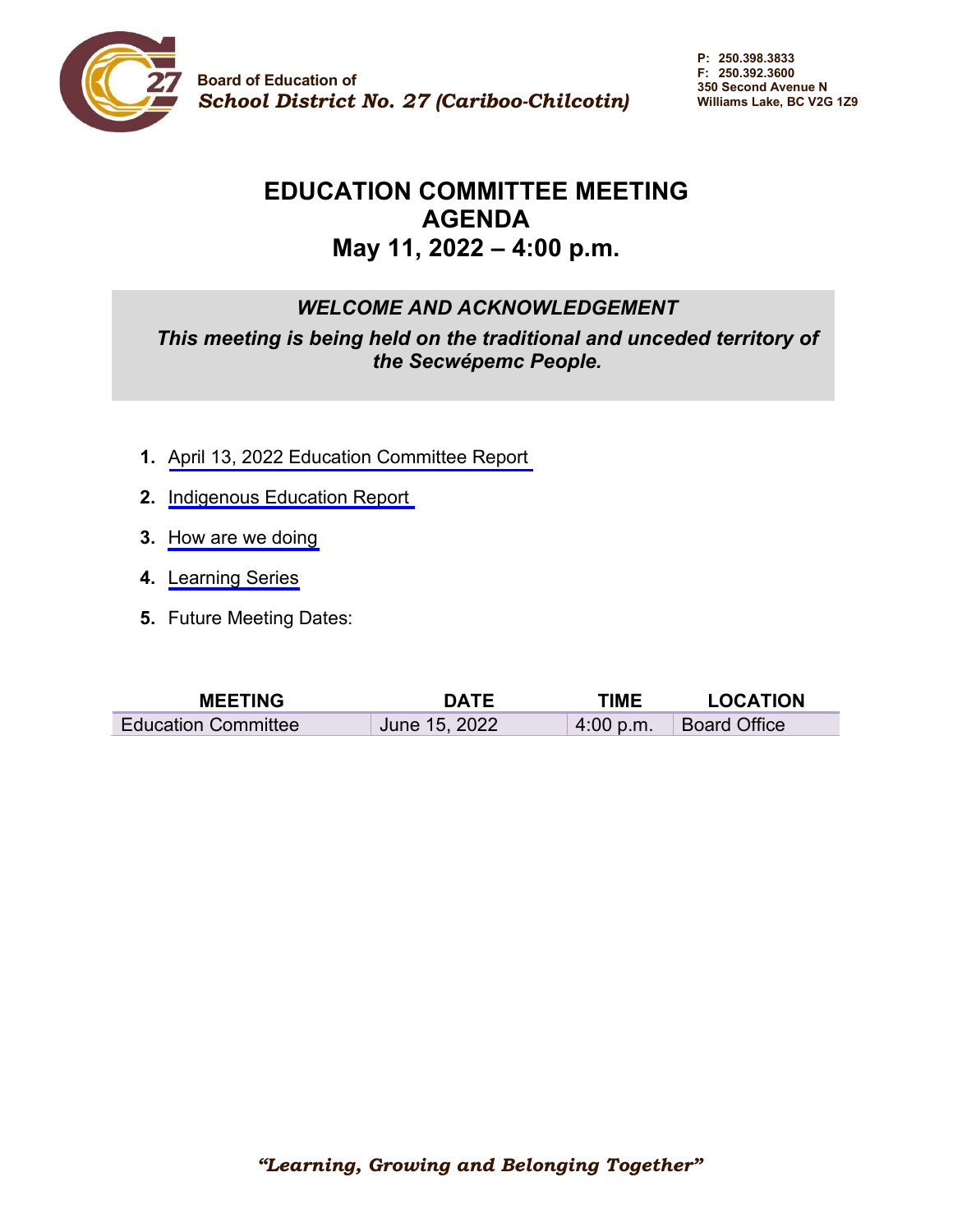**Board of Education of**
***School District No. 27 (Cariboo-Chilcotin)***

**P: 250.398.3833**
**F: 250.392.3600**
**350 Second Avenue N**
**Williams Lake, BC V2G 1Z9**

# EDUCATION COMMITTEE MEETING
# AGENDA
# May 11, 2022 – 4:00 p.m.

***WELCOME AND ACKNOWLEDGEMENT***

***This meeting is being held on the traditional and unceded territory of the Secwépemc People.***

1. April 13, 2022 Education Committee Report
2. Indigenous Education Report
3. How are we doing
4. Learning Series
5. Future Meeting Dates:

| MEETING | DATE | TIME | LOCATION |
| --- | --- | --- | --- |
| Education Committee | June 15, 2022 | 4:00 p.m. | Board Office |

***"Learning, Growing and Belonging Together"***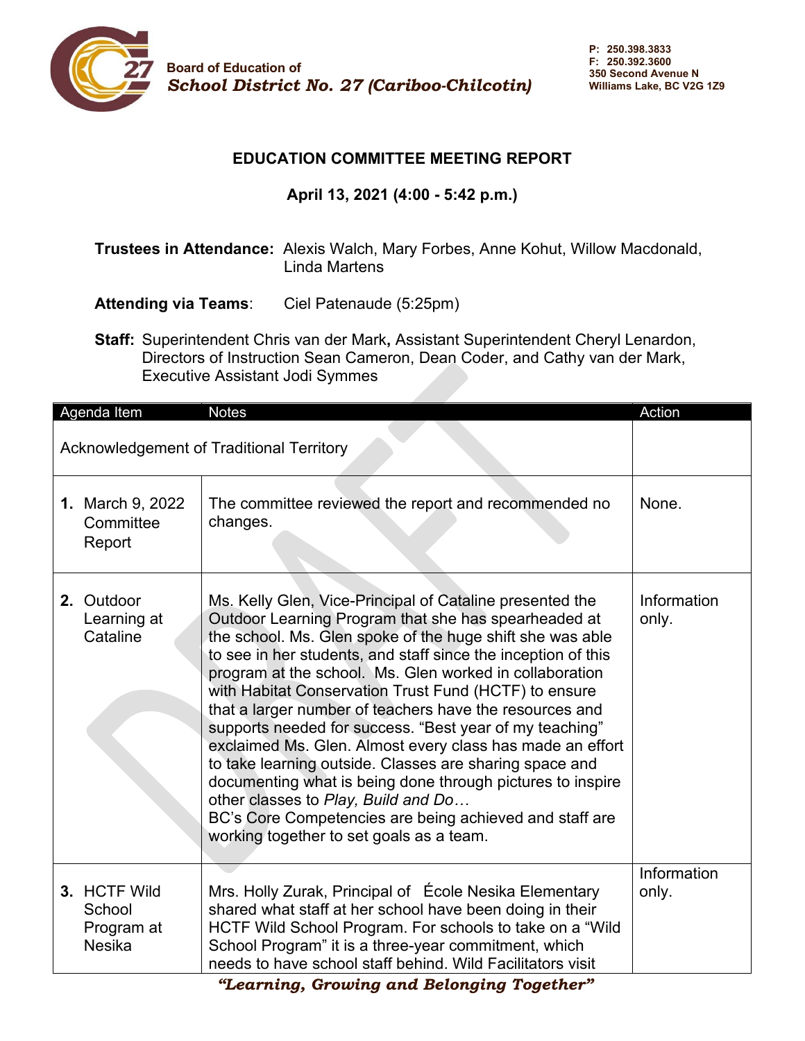Board of Education of
*School District No. 27 (Cariboo-Chilcotin)*

P: 250.398.3833
F: 250.392.3600
350 Second Avenue N
Williams Lake, BC V2G 1Z9

## EDUCATION COMMITTEE MEETING REPORT

**April 13, 2021 (4:00 - 5:42 p.m.)**

**Trustees in Attendance:** Alexis Walch, Mary Forbes, Anne Kohut, Willow Macdonald, Linda Martens

**Attending via Teams**: Ciel Patenaude (5:25pm)

**Staff:** Superintendent Chris van der Mark**,** Assistant Superintendent Cheryl Lenardon, Directors of Instruction Sean Cameron, Dean Coder, and Cathy van der Mark, Executive Assistant Jodi Symmes

| Agenda Item | Notes | Action |
|---|---|---|
| Acknowledgement of Traditional Territory | | |
| **1.** March 9, 2022 Committee Report | The committee reviewed the report and recommended no changes. | None. |
| **2.** Outdoor Learning at Cataline | Ms. Kelly Glen, Vice-Principal of Cataline presented the Outdoor Learning Program that she has spearheaded at the school. Ms. Glen spoke of the huge shift she was able to see in her students, and staff since the inception of this program at the school. Ms. Glen worked in collaboration with Habitat Conservation Trust Fund (HCTF) to ensure that a larger number of teachers have the resources and supports needed for success. "Best year of my teaching" exclaimed Ms. Glen. Almost every class has made an effort to take learning outside. Classes are sharing space and documenting what is being done through pictures to inspire other classes to *Play, Build and Do…* BC's Core Competencies are being achieved and staff are working together to set goals as a team. | Information only. |
| **3.** HCTF Wild School Program at Nesika | Mrs. Holly Zurak, Principal of École Nesika Elementary shared what staff at her school have been doing in their HCTF Wild School Program. For schools to take on a "Wild School Program" it is a three-year commitment, which needs to have school staff behind. Wild Facilitators visit | Information only. |

*"Learning, Growing and Belonging Together"*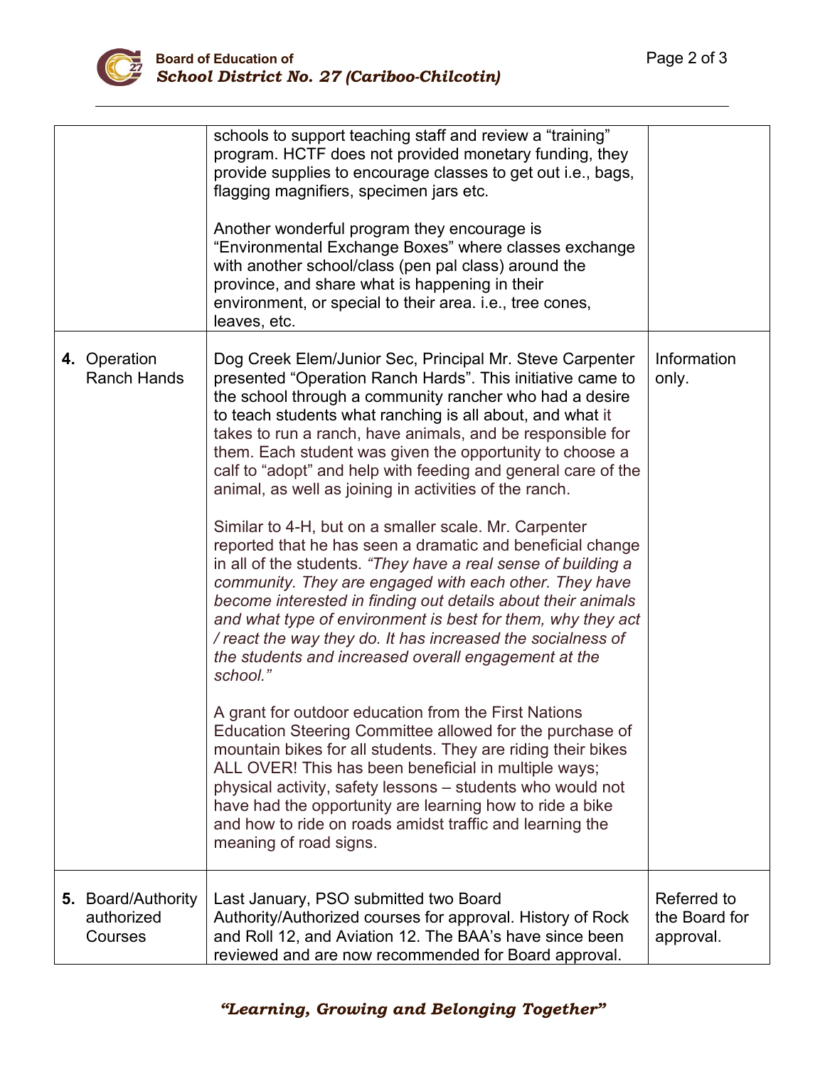| | | |
|---|---|---|
| | schools to support teaching staff and review a "training" program. HCTF does not provided monetary funding, they provide supplies to encourage classes to get out i.e., bags, flagging magnifiers, specimen jars etc.<br><br>Another wonderful program they encourage is "Environmental Exchange Boxes" where classes exchange with another school/class (pen pal class) around the province, and share what is happening in their environment, or special to their area. i.e., tree cones, leaves, etc. | |
| **4.** Operation Ranch Hands | Dog Creek Elem/Junior Sec, Principal Mr. Steve Carpenter presented "Operation Ranch Hards". This initiative came to the school through a community rancher who had a desire to teach students what ranching is all about, and what it takes to run a ranch, have animals, and be responsible for them. Each student was given the opportunity to choose a calf to "adopt" and help with feeding and general care of the animal, as well as joining in activities of the ranch.<br><br>Similar to 4-H, but on a smaller scale. Mr. Carpenter reported that he has seen a dramatic and beneficial change in all of the students. *"They have a real sense of building a community. They are engaged with each other. They have become interested in finding out details about their animals and what type of environment is best for them, why they act / react the way they do. It has increased the socialness of the students and increased overall engagement at the school."*<br><br>A grant for outdoor education from the First Nations Education Steering Committee allowed for the purchase of mountain bikes for all students. They are riding their bikes ALL OVER! This has been beneficial in multiple ways; physical activity, safety lessons – students who would not have had the opportunity are learning how to ride a bike and how to ride on roads amidst traffic and learning the meaning of road signs. | Information only. |
| **5.** Board/Authority authorized Courses | Last January, PSO submitted two Board Authority/Authorized courses for approval. History of Rock and Roll 12, and Aviation 12. The BAA's have since been reviewed and are now recommended for Board approval. | Referred to the Board for approval. |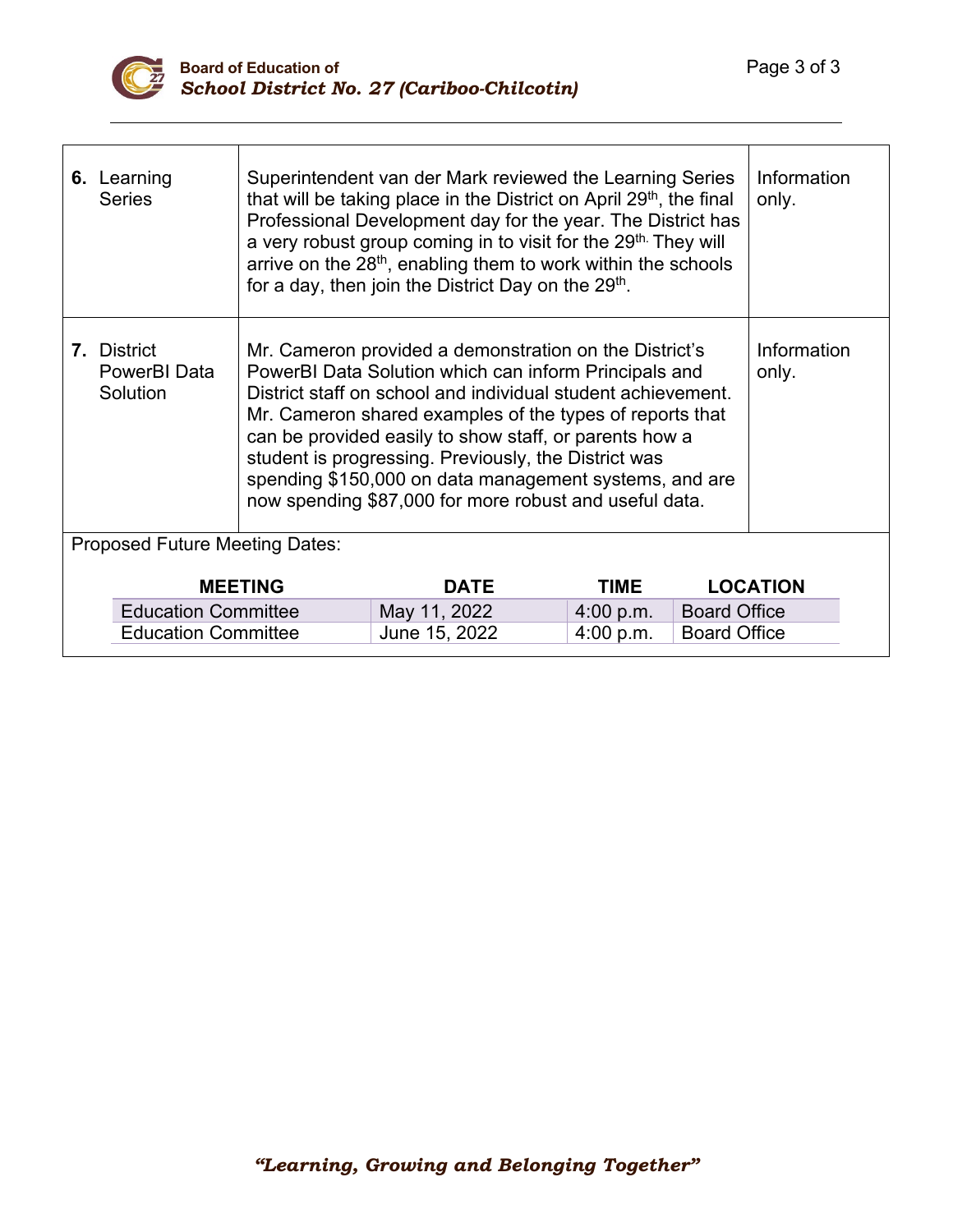| | | |
|---|---|---|
| **6.** Learning Series | Superintendent van der Mark reviewed the Learning Series that will be taking place in the District on April 29th, the final Professional Development day for the year. The District has a very robust group coming in to visit for the 29th. They will arrive on the 28th, enabling them to work within the schools for a day, then join the District Day on the 29th. | Information only. |
| **7.** District PowerBI Data Solution | Mr. Cameron provided a demonstration on the District's PowerBI Data Solution which can inform Principals and District staff on school and individual student achievement. Mr. Cameron shared examples of the types of reports that can be provided easily to show staff, or parents how a student is progressing. Previously, the District was spending $150,000 on data management systems, and are now spending $87,000 for more robust and useful data. | Information only. |

Proposed Future Meeting Dates:

| MEETING | DATE | TIME | LOCATION |
|---|---|---|---|
| Education Committee | May 11, 2022 | 4:00 p.m. | Board Office |
| Education Committee | June 15, 2022 | 4:00 p.m. | Board Office |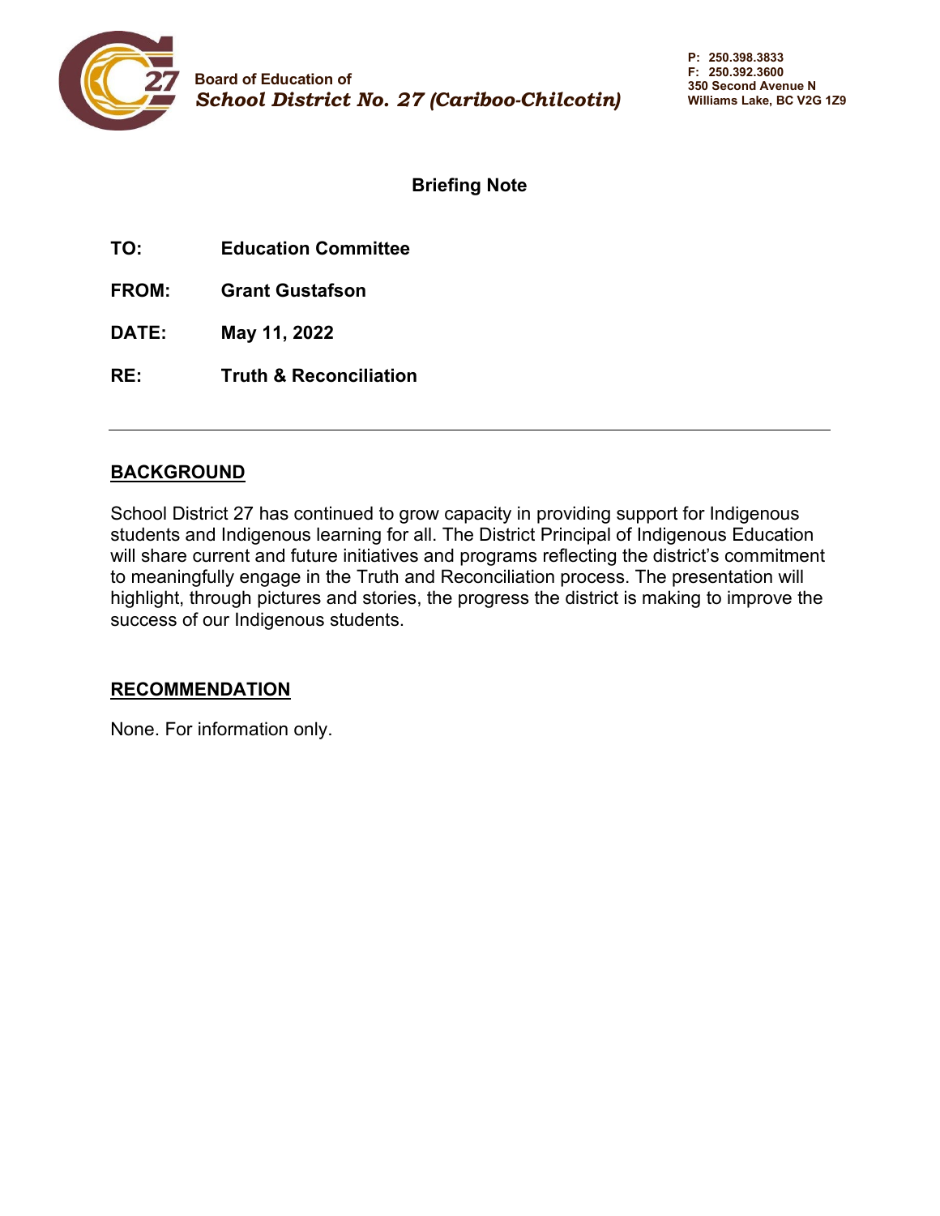Board of Education of
*School District No. 27 (Cariboo-Chilcotin)*

P: 250.398.3833
F: 250.392.3600
350 Second Avenue N
Williams Lake, BC V2G 1Z9

## Briefing Note

**TO:** Education Committee

**FROM:** Grant Gustafson

**DATE:** May 11, 2022

**RE:** Truth & Reconciliation

---

### BACKGROUND

School District 27 has continued to grow capacity in providing support for Indigenous students and Indigenous learning for all. The District Principal of Indigenous Education will share current and future initiatives and programs reflecting the district's commitment to meaningfully engage in the Truth and Reconciliation process. The presentation will highlight, through pictures and stories, the progress the district is making to improve the success of our Indigenous students.

### RECOMMENDATION

None. For information only.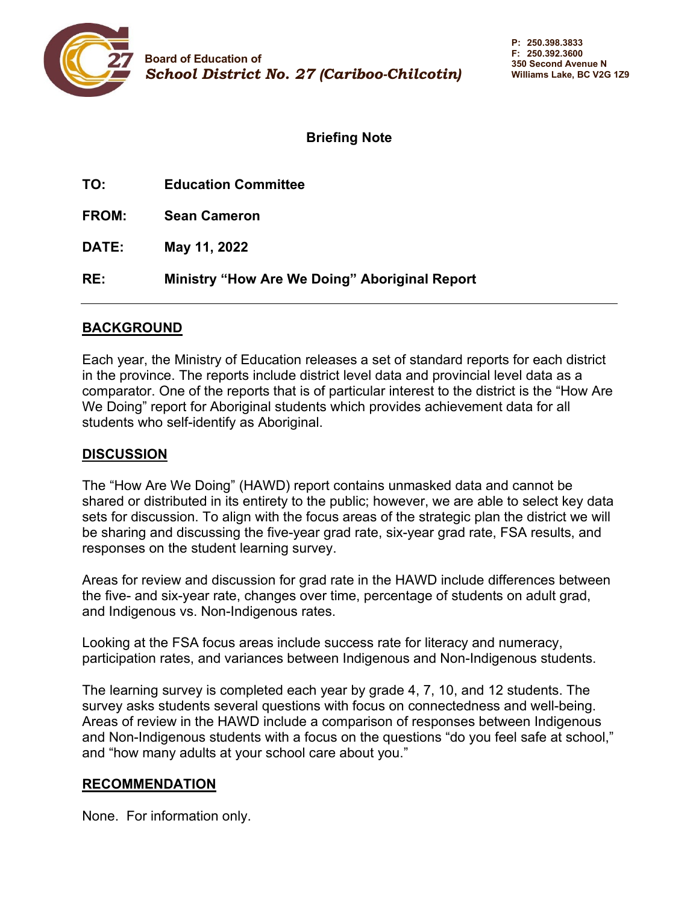Board of Education of
***School District No. 27 (Cariboo-Chilcotin)***

**P: 250.398.3833**
**F: 250.392.3600**
**350 Second Avenue N**
**Williams Lake, BC V2G 1Z9**

## Briefing Note

**TO:** **Education Committee**

**FROM:** **Sean Cameron**

**DATE:** **May 11, 2022**

**RE:** **Ministry "How Are We Doing" Aboriginal Report**

---

## BACKGROUND

Each year, the Ministry of Education releases a set of standard reports for each district in the province. The reports include district level data and provincial level data as a comparator. One of the reports that is of particular interest to the district is the "How Are We Doing" report for Aboriginal students which provides achievement data for all students who self-identify as Aboriginal.

## DISCUSSION

The "How Are We Doing" (HAWD) report contains unmasked data and cannot be shared or distributed in its entirety to the public; however, we are able to select key data sets for discussion. To align with the focus areas of the strategic plan the district we will be sharing and discussing the five-year grad rate, six-year grad rate, FSA results, and responses on the student learning survey.

Areas for review and discussion for grad rate in the HAWD include differences between the five- and six-year rate, changes over time, percentage of students on adult grad, and Indigenous vs. Non-Indigenous rates.

Looking at the FSA focus areas include success rate for literacy and numeracy, participation rates, and variances between Indigenous and Non-Indigenous students.

The learning survey is completed each year by grade 4, 7, 10, and 12 students. The survey asks students several questions with focus on connectedness and well-being. Areas of review in the HAWD include a comparison of responses between Indigenous and Non-Indigenous students with a focus on the questions "do you feel safe at school," and "how many adults at your school care about you."

## RECOMMENDATION

None. For information only.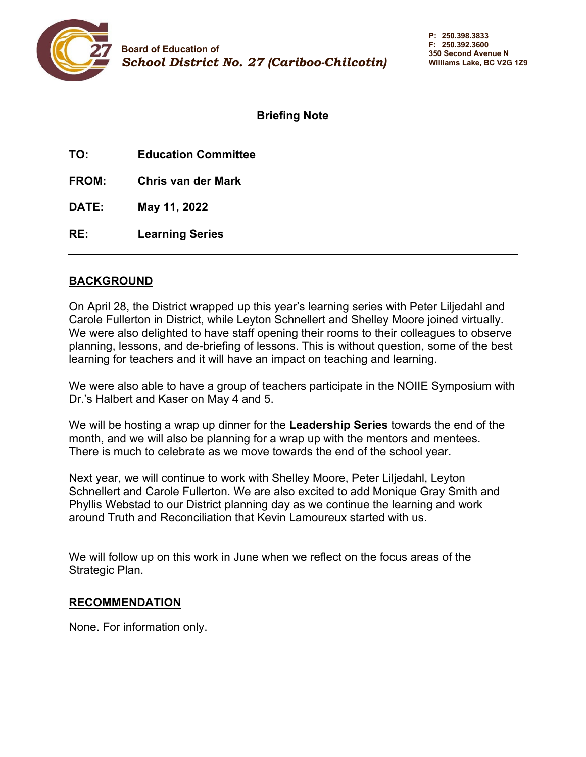Board of Education of
*School District No. 27 (Cariboo-Chilcotin)*

**P: 250.398.3833**
**F: 250.392.3600**
**350 Second Avenue N**
**Williams Lake, BC V2G 1Z9**

**Briefing Note**

**TO:** **Education Committee**

**FROM:** **Chris van der Mark**

**DATE:** **May 11, 2022**

**RE:** **Learning Series**

---

## BACKGROUND

On April 28, the District wrapped up this year's learning series with Peter Liljedahl and Carole Fullerton in District, while Leyton Schnellert and Shelley Moore joined virtually. We were also delighted to have staff opening their rooms to their colleagues to observe planning, lessons, and de-briefing of lessons. This is without question, some of the best learning for teachers and it will have an impact on teaching and learning.

We were also able to have a group of teachers participate in the NOIIE Symposium with Dr.'s Halbert and Kaser on May 4 and 5.

We will be hosting a wrap up dinner for the **Leadership Series** towards the end of the month, and we will also be planning for a wrap up with the mentors and mentees. There is much to celebrate as we move towards the end of the school year.

Next year, we will continue to work with Shelley Moore, Peter Liljedahl, Leyton Schnellert and Carole Fullerton. We are also excited to add Monique Gray Smith and Phyllis Webstad to our District planning day as we continue the learning and work around Truth and Reconciliation that Kevin Lamoureux started with us.

We will follow up on this work in June when we reflect on the focus areas of the Strategic Plan.

## RECOMMENDATION

None. For information only.